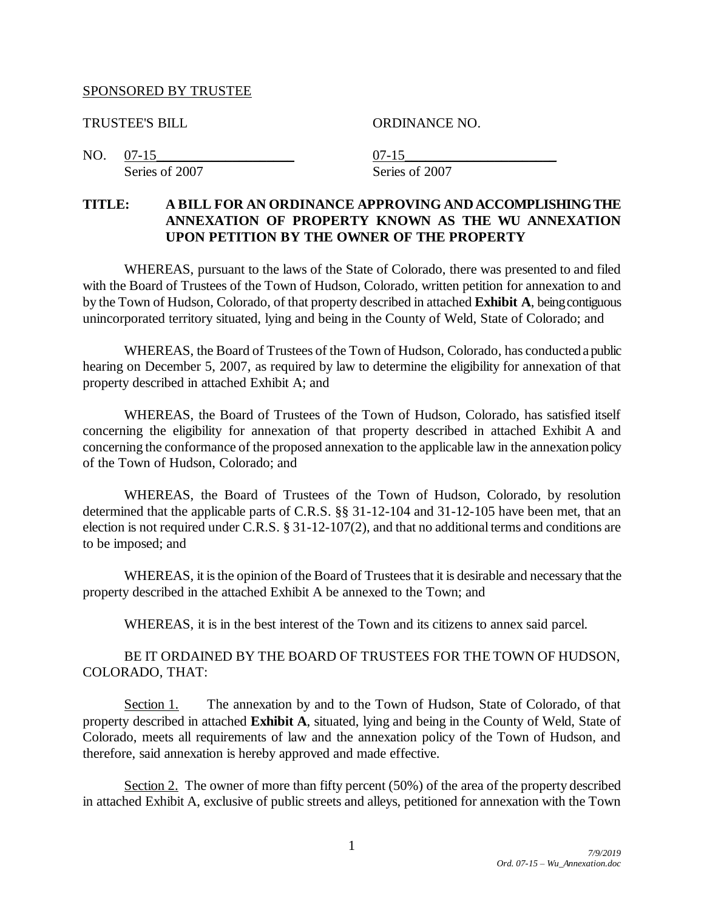SPONSORED BY TRUSTEE

TRUSTEE'S BILL ORDINANCE NO.

NO. 07-15 07-15
Series of 2007 Series of 2007

**TITLE: A BILL FOR AN ORDINANCE APPROVING AND ACCOMPLISHING THE ANNEXATION OF PROPERTY KNOWN AS THE WU ANNEXATION UPON PETITION BY THE OWNER OF THE PROPERTY**

WHEREAS, pursuant to the laws of the State of Colorado, there was presented to and filed with the Board of Trustees of the Town of Hudson, Colorado, written petition for annexation to and by the Town of Hudson, Colorado, of that property described in attached **Exhibit A**, being contiguous unincorporated territory situated, lying and being in the County of Weld, State of Colorado; and

WHEREAS, the Board of Trustees of the Town of Hudson, Colorado, has conducted a public hearing on December 5, 2007, as required by law to determine the eligibility for annexation of that property described in attached Exhibit A; and

WHEREAS, the Board of Trustees of the Town of Hudson, Colorado, has satisfied itself concerning the eligibility for annexation of that property described in attached Exhibit A and concerning the conformance of the proposed annexation to the applicable law in the annexation policy of the Town of Hudson, Colorado; and

WHEREAS, the Board of Trustees of the Town of Hudson, Colorado, by resolution determined that the applicable parts of C.R.S. §§ 31-12-104 and 31-12-105 have been met, that an election is not required under C.R.S. § 31-12-107(2), and that no additional terms and conditions are to be imposed; and

WHEREAS, it is the opinion of the Board of Trustees that it is desirable and necessary that the property described in the attached Exhibit A be annexed to the Town; and

WHEREAS, it is in the best interest of the Town and its citizens to annex said parcel.

BE IT ORDAINED BY THE BOARD OF TRUSTEES FOR THE TOWN OF HUDSON, COLORADO, THAT:

Section 1. The annexation by and to the Town of Hudson, State of Colorado, of that property described in attached **Exhibit A**, situated, lying and being in the County of Weld, State of Colorado, meets all requirements of law and the annexation policy of the Town of Hudson, and therefore, said annexation is hereby approved and made effective.

Section 2. The owner of more than fifty percent (50%) of the area of the property described in attached Exhibit A, exclusive of public streets and alleys, petitioned for annexation with the Town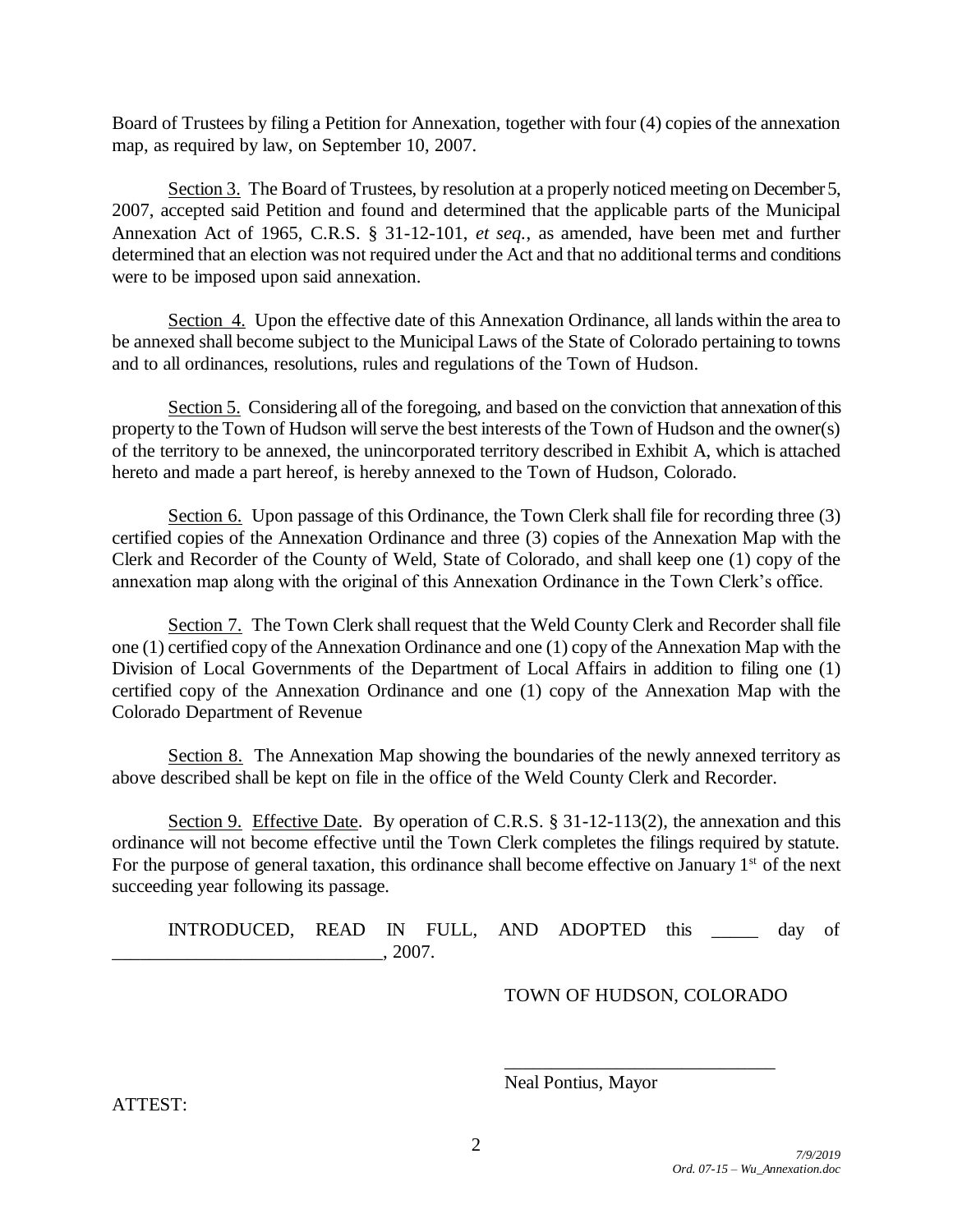Board of Trustees by filing a Petition for Annexation, together with four (4) copies of the annexation map, as required by law, on September 10, 2007.

Section 3. The Board of Trustees, by resolution at a properly noticed meeting on December 5, 2007, accepted said Petition and found and determined that the applicable parts of the Municipal Annexation Act of 1965, C.R.S. § 31-12-101, *et seq.*, as amended, have been met and further determined that an election was not required under the Act and that no additional terms and conditions were to be imposed upon said annexation.

Section 4. Upon the effective date of this Annexation Ordinance, all lands within the area to be annexed shall become subject to the Municipal Laws of the State of Colorado pertaining to towns and to all ordinances, resolutions, rules and regulations of the Town of Hudson.

Section 5. Considering all of the foregoing, and based on the conviction that annexation of this property to the Town of Hudson will serve the best interests of the Town of Hudson and the owner(s) of the territory to be annexed, the unincorporated territory described in Exhibit A, which is attached hereto and made a part hereof, is hereby annexed to the Town of Hudson, Colorado.

Section 6. Upon passage of this Ordinance, the Town Clerk shall file for recording three (3) certified copies of the Annexation Ordinance and three (3) copies of the Annexation Map with the Clerk and Recorder of the County of Weld, State of Colorado, and shall keep one (1) copy of the annexation map along with the original of this Annexation Ordinance in the Town Clerk's office.

Section 7. The Town Clerk shall request that the Weld County Clerk and Recorder shall file one (1) certified copy of the Annexation Ordinance and one (1) copy of the Annexation Map with the Division of Local Governments of the Department of Local Affairs in addition to filing one (1) certified copy of the Annexation Ordinance and one (1) copy of the Annexation Map with the Colorado Department of Revenue

Section 8. The Annexation Map showing the boundaries of the newly annexed territory as above described shall be kept on file in the office of the Weld County Clerk and Recorder.

Section 9. Effective Date. By operation of C.R.S. § 31-12-113(2), the annexation and this ordinance will not become effective until the Town Clerk completes the filings required by statute. For the purpose of general taxation, this ordinance shall become effective on January 1st of the next succeeding year following its passage.

INTRODUCED, READ IN FULL, AND ADOPTED this _____ day of _____________________________, 2007.

TOWN OF HUDSON, COLORADO

_____________________________

Neal Pontius, Mayor

ATTEST:

7/9/2019
Ord. 07-15 – Wu_Annexation.doc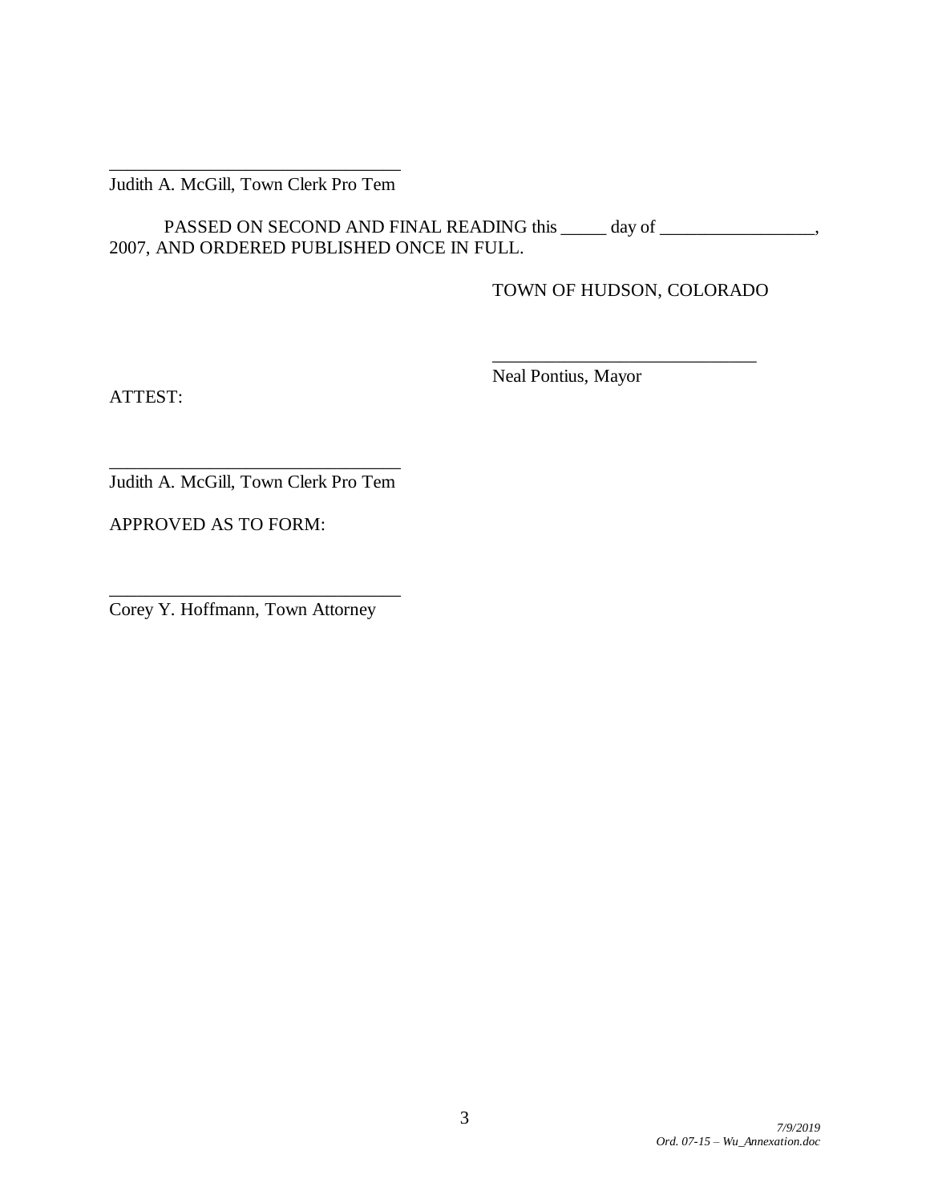________________________________
Judith A. McGill, Town Clerk Pro Tem

PASSED ON SECOND AND FINAL READING this _____ day of _________________, 2007, AND ORDERED PUBLISHED ONCE IN FULL.

TOWN OF HUDSON, COLORADO

_____________________________
Neal Pontius, Mayor

ATTEST:

________________________________
Judith A. McGill, Town Clerk Pro Tem

APPROVED AS TO FORM:

________________________________
Corey Y. Hoffmann, Town Attorney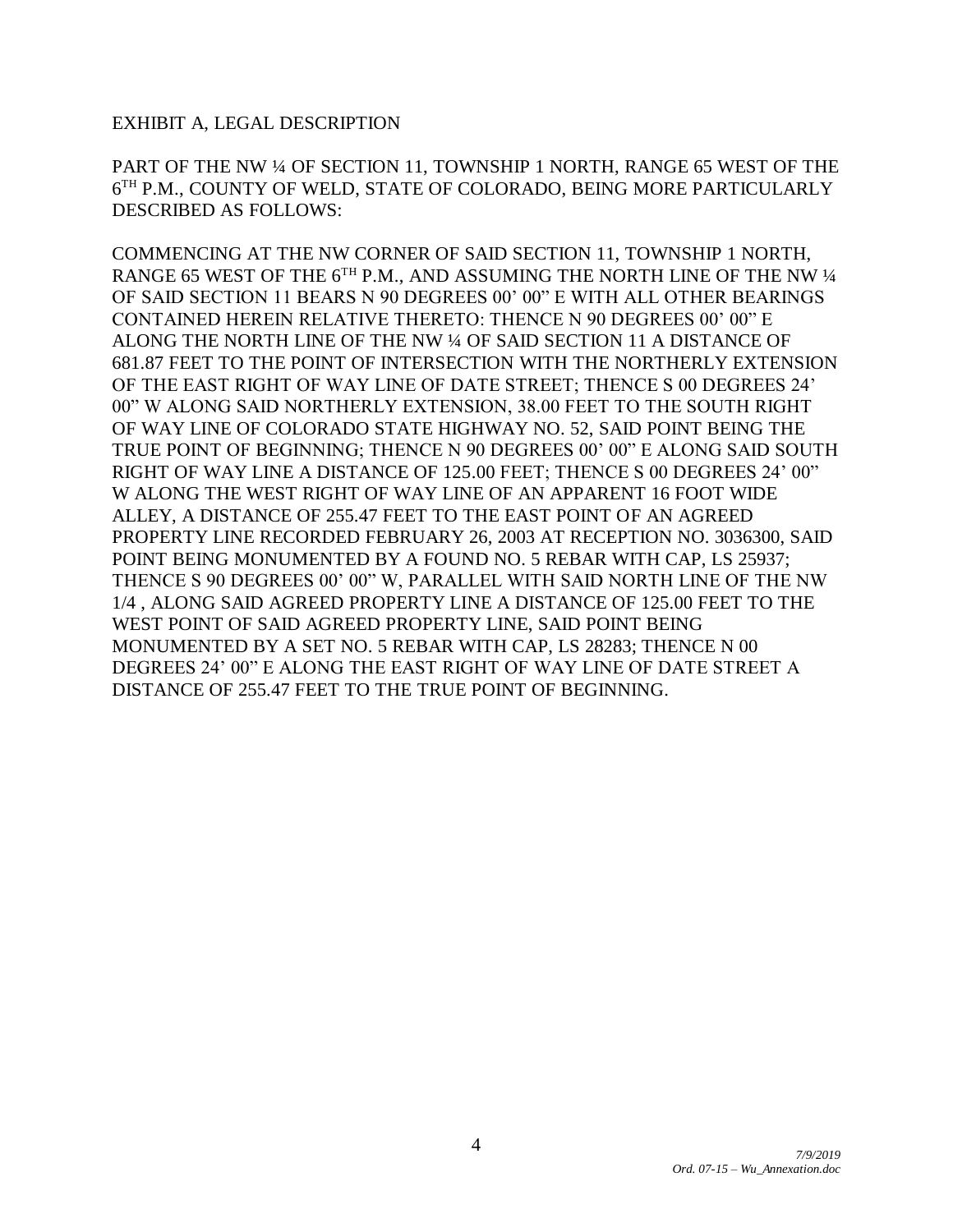EXHIBIT A, LEGAL DESCRIPTION

PART OF THE NW ¼ OF SECTION 11, TOWNSHIP 1 NORTH, RANGE 65 WEST OF THE 6TH P.M., COUNTY OF WELD, STATE OF COLORADO, BEING MORE PARTICULARLY DESCRIBED AS FOLLOWS:

COMMENCING AT THE NW CORNER OF SAID SECTION 11, TOWNSHIP 1 NORTH, RANGE 65 WEST OF THE 6TH P.M., AND ASSUMING THE NORTH LINE OF THE NW ¼ OF SAID SECTION 11 BEARS N 90 DEGREES 00' 00" E WITH ALL OTHER BEARINGS CONTAINED HEREIN RELATIVE THERETO: THENCE N 90 DEGREES 00' 00" E ALONG THE NORTH LINE OF THE NW ¼ OF SAID SECTION 11 A DISTANCE OF 681.87 FEET TO THE POINT OF INTERSECTION WITH THE NORTHERLY EXTENSION OF THE EAST RIGHT OF WAY LINE OF DATE STREET; THENCE S 00 DEGREES 24' 00" W ALONG SAID NORTHERLY EXTENSION, 38.00 FEET TO THE SOUTH RIGHT OF WAY LINE OF COLORADO STATE HIGHWAY NO. 52, SAID POINT BEING THE TRUE POINT OF BEGINNING; THENCE N 90 DEGREES 00' 00" E ALONG SAID SOUTH RIGHT OF WAY LINE A DISTANCE OF 125.00 FEET; THENCE S 00 DEGREES 24' 00" W ALONG THE WEST RIGHT OF WAY LINE OF AN APPARENT 16 FOOT WIDE ALLEY, A DISTANCE OF 255.47 FEET TO THE EAST POINT OF AN AGREED PROPERTY LINE RECORDED FEBRUARY 26, 2003 AT RECEPTION NO. 3036300, SAID POINT BEING MONUMENTED BY A FOUND NO. 5 REBAR WITH CAP, LS 25937; THENCE S 90 DEGREES 00' 00" W, PARALLEL WITH SAID NORTH LINE OF THE NW 1/4 , ALONG SAID AGREED PROPERTY LINE A DISTANCE OF 125.00 FEET TO THE WEST POINT OF SAID AGREED PROPERTY LINE, SAID POINT BEING MONUMENTED BY A SET NO. 5 REBAR WITH CAP, LS 28283; THENCE N 00 DEGREES 24' 00" E ALONG THE EAST RIGHT OF WAY LINE OF DATE STREET A DISTANCE OF 255.47 FEET TO THE TRUE POINT OF BEGINNING.